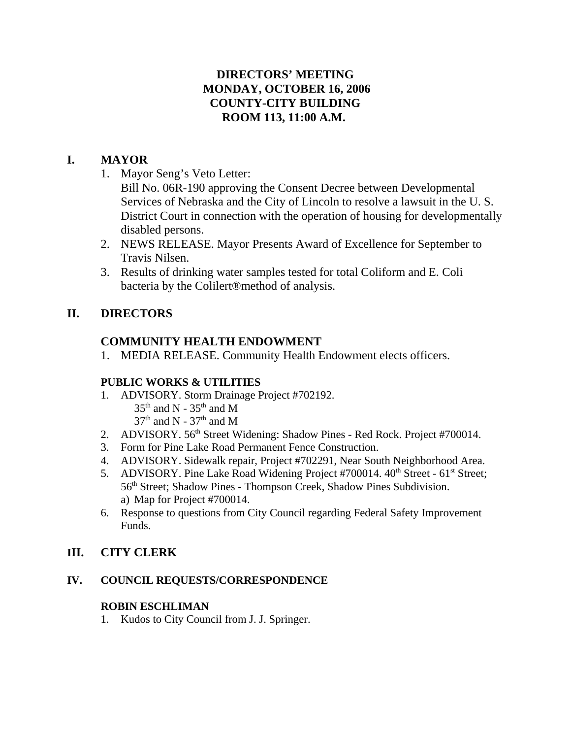# DIRECTORS' MEETING
# MONDAY, OCTOBER 16, 2006
# COUNTY-CITY BUILDING
# ROOM 113, 11:00 A.M.

## I. MAYOR

1. Mayor Seng's Veto Letter:
   Bill No. 06R-190 approving the Consent Decree between Developmental Services of Nebraska and the City of Lincoln to resolve a lawsuit in the U. S. District Court in connection with the operation of housing for developmentally disabled persons.
2. NEWS RELEASE. Mayor Presents Award of Excellence for September to Travis Nilsen.
3. Results of drinking water samples tested for total Coliform and E. Coli bacteria by the Colilert®method of analysis.

## II. DIRECTORS

### COMMUNITY HEALTH ENDOWMENT

1. MEDIA RELEASE. Community Health Endowment elects officers.

### PUBLIC WORKS & UTILITIES

1. ADVISORY. Storm Drainage Project #702192.
   35th and N - 35th and M
   37th and N - 37th and M
2. ADVISORY. 56th Street Widening: Shadow Pines - Red Rock. Project #700014.
3. Form for Pine Lake Road Permanent Fence Construction.
4. ADVISORY. Sidewalk repair, Project #702291, Near South Neighborhood Area.
5. ADVISORY. Pine Lake Road Widening Project #700014. 40th Street - 61st Street; 56th Street; Shadow Pines - Thompson Creek, Shadow Pines Subdivision.
   a) Map for Project #700014.
6. Response to questions from City Council regarding Federal Safety Improvement Funds.

## III. CITY CLERK

## IV. COUNCIL REQUESTS/CORRESPONDENCE

### ROBIN ESCHLIMAN

1. Kudos to City Council from J. J. Springer.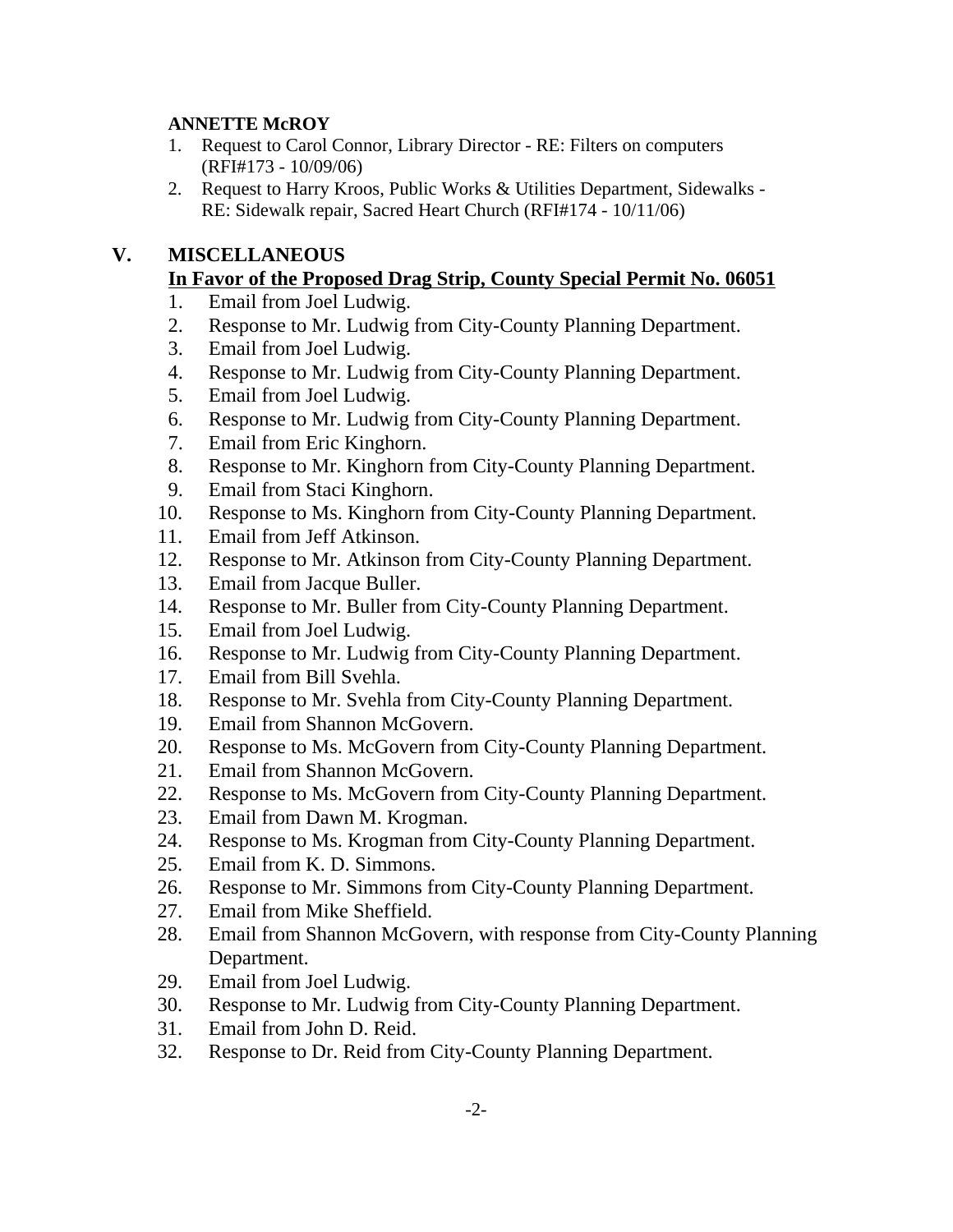**ANNETTE McROY**

1. Request to Carol Connor, Library Director - RE: Filters on computers (RFI#173 - 10/09/06)
2. Request to Harry Kroos, Public Works & Utilities Department, Sidewalks - RE: Sidewalk repair, Sacred Heart Church (RFI#174 - 10/11/06)

## V. MISCELLANEOUS

**<u>In Favor of the Proposed Drag Strip, County Special Permit No. 06051</u>**

1. Email from Joel Ludwig.
2. Response to Mr. Ludwig from City-County Planning Department.
3. Email from Joel Ludwig.
4. Response to Mr. Ludwig from City-County Planning Department.
5. Email from Joel Ludwig.
6. Response to Mr. Ludwig from City-County Planning Department.
7. Email from Eric Kinghorn.
8. Response to Mr. Kinghorn from City-County Planning Department.
9. Email from Staci Kinghorn.
10. Response to Ms. Kinghorn from City-County Planning Department.
11. Email from Jeff Atkinson.
12. Response to Mr. Atkinson from City-County Planning Department.
13. Email from Jacque Buller.
14. Response to Mr. Buller from City-County Planning Department.
15. Email from Joel Ludwig.
16. Response to Mr. Ludwig from City-County Planning Department.
17. Email from Bill Svehla.
18. Response to Mr. Svehla from City-County Planning Department.
19. Email from Shannon McGovern.
20. Response to Ms. McGovern from City-County Planning Department.
21. Email from Shannon McGovern.
22. Response to Ms. McGovern from City-County Planning Department.
23. Email from Dawn M. Krogman.
24. Response to Ms. Krogman from City-County Planning Department.
25. Email from K. D. Simmons.
26. Response to Mr. Simmons from City-County Planning Department.
27. Email from Mike Sheffield.
28. Email from Shannon McGovern, with response from City-County Planning Department.
29. Email from Joel Ludwig.
30. Response to Mr. Ludwig from City-County Planning Department.
31. Email from John D. Reid.
32. Response to Dr. Reid from City-County Planning Department.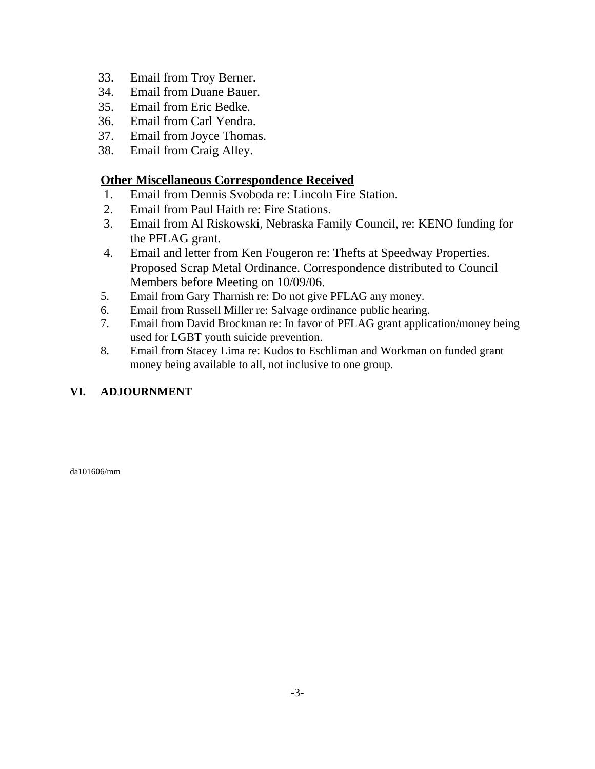33. Email from Troy Berner.
34. Email from Duane Bauer.
35. Email from Eric Bedke.
36. Email from Carl Yendra.
37. Email from Joyce Thomas.
38. Email from Craig Alley.

**<u>Other Miscellaneous Correspondence Received</u>**

1. Email from Dennis Svoboda re: Lincoln Fire Station.
2. Email from Paul Haith re: Fire Stations.
3. Email from Al Riskowski, Nebraska Family Council, re: KENO funding for the PFLAG grant.
4. Email and letter from Ken Fougeron re: Thefts at Speedway Properties. Proposed Scrap Metal Ordinance. Correspondence distributed to Council Members before Meeting on 10/09/06.
5. Email from Gary Tharnish re: Do not give PFLAG any money.
6. Email from Russell Miller re: Salvage ordinance public hearing.
7. Email from David Brockman re: In favor of PFLAG grant application/money being used for LGBT youth suicide prevention.
8. Email from Stacey Lima re: Kudos to Eschliman and Workman on funded grant money being available to all, not inclusive to one group.

**VI. ADJOURNMENT**

da101606/mm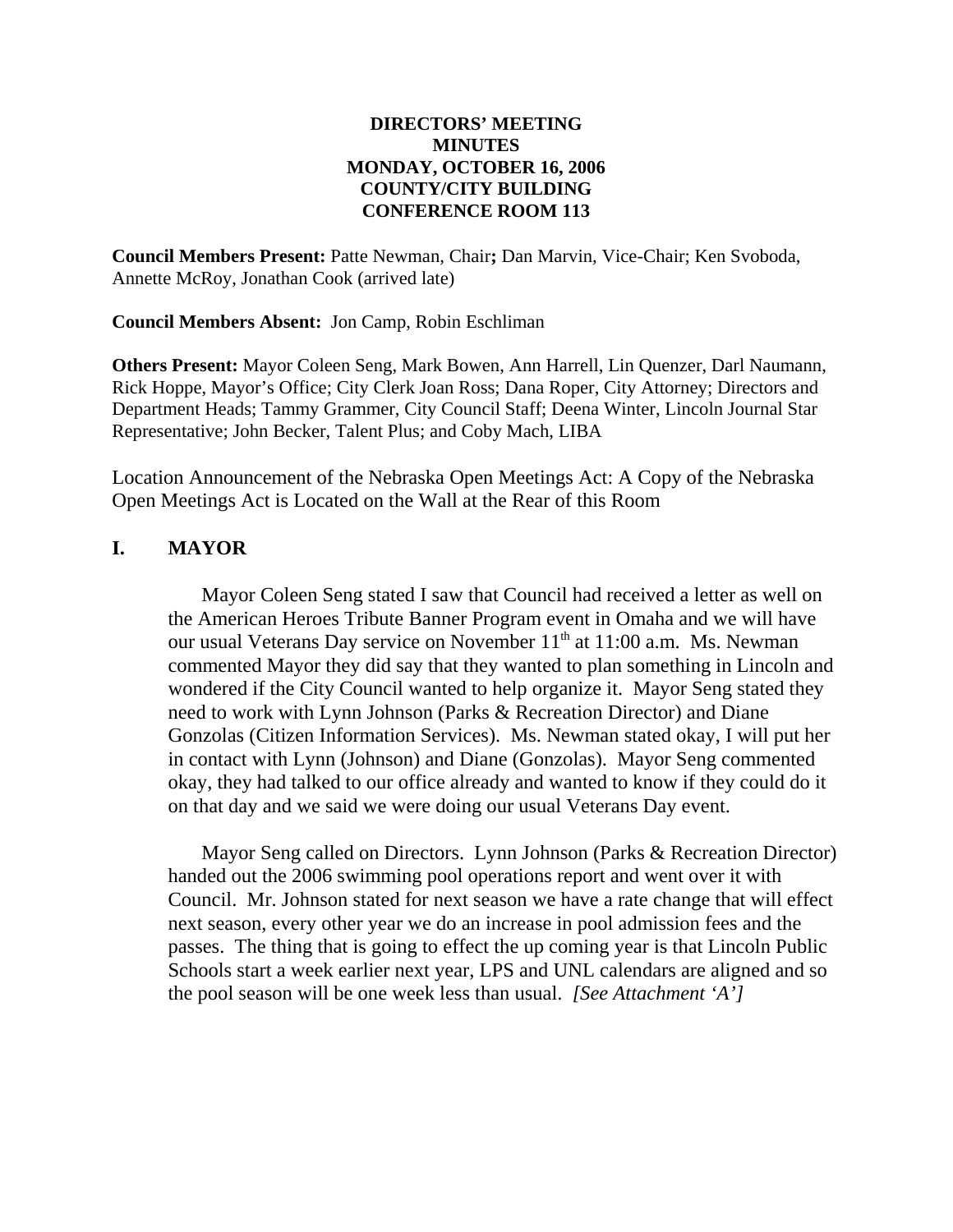**DIRECTORS' MEETING**
**MINUTES**
**MONDAY, OCTOBER 16, 2006**
**COUNTY/CITY BUILDING**
**CONFERENCE ROOM 113**

**Council Members Present:** Patte Newman, Chair**;** Dan Marvin, Vice-Chair; Ken Svoboda, Annette McRoy, Jonathan Cook (arrived late)

**Council Members Absent:** Jon Camp, Robin Eschliman

**Others Present:** Mayor Coleen Seng, Mark Bowen, Ann Harrell, Lin Quenzer, Darl Naumann, Rick Hoppe, Mayor's Office; City Clerk Joan Ross; Dana Roper, City Attorney; Directors and Department Heads; Tammy Grammer, City Council Staff; Deena Winter, Lincoln Journal Star Representative; John Becker, Talent Plus; and Coby Mach, LIBA

Location Announcement of the Nebraska Open Meetings Act: A Copy of the Nebraska Open Meetings Act is Located on the Wall at the Rear of this Room

## I. MAYOR

Mayor Coleen Seng stated I saw that Council had received a letter as well on the American Heroes Tribute Banner Program event in Omaha and we will have our usual Veterans Day service on November 11th at 11:00 a.m. Ms. Newman commented Mayor they did say that they wanted to plan something in Lincoln and wondered if the City Council wanted to help organize it. Mayor Seng stated they need to work with Lynn Johnson (Parks & Recreation Director) and Diane Gonzolas (Citizen Information Services). Ms. Newman stated okay, I will put her in contact with Lynn (Johnson) and Diane (Gonzolas). Mayor Seng commented okay, they had talked to our office already and wanted to know if they could do it on that day and we said we were doing our usual Veterans Day event.

Mayor Seng called on Directors. Lynn Johnson (Parks & Recreation Director) handed out the 2006 swimming pool operations report and went over it with Council. Mr. Johnson stated for next season we have a rate change that will effect next season, every other year we do an increase in pool admission fees and the passes. The thing that is going to effect the up coming year is that Lincoln Public Schools start a week earlier next year, LPS and UNL calendars are aligned and so the pool season will be one week less than usual. *[See Attachment 'A']*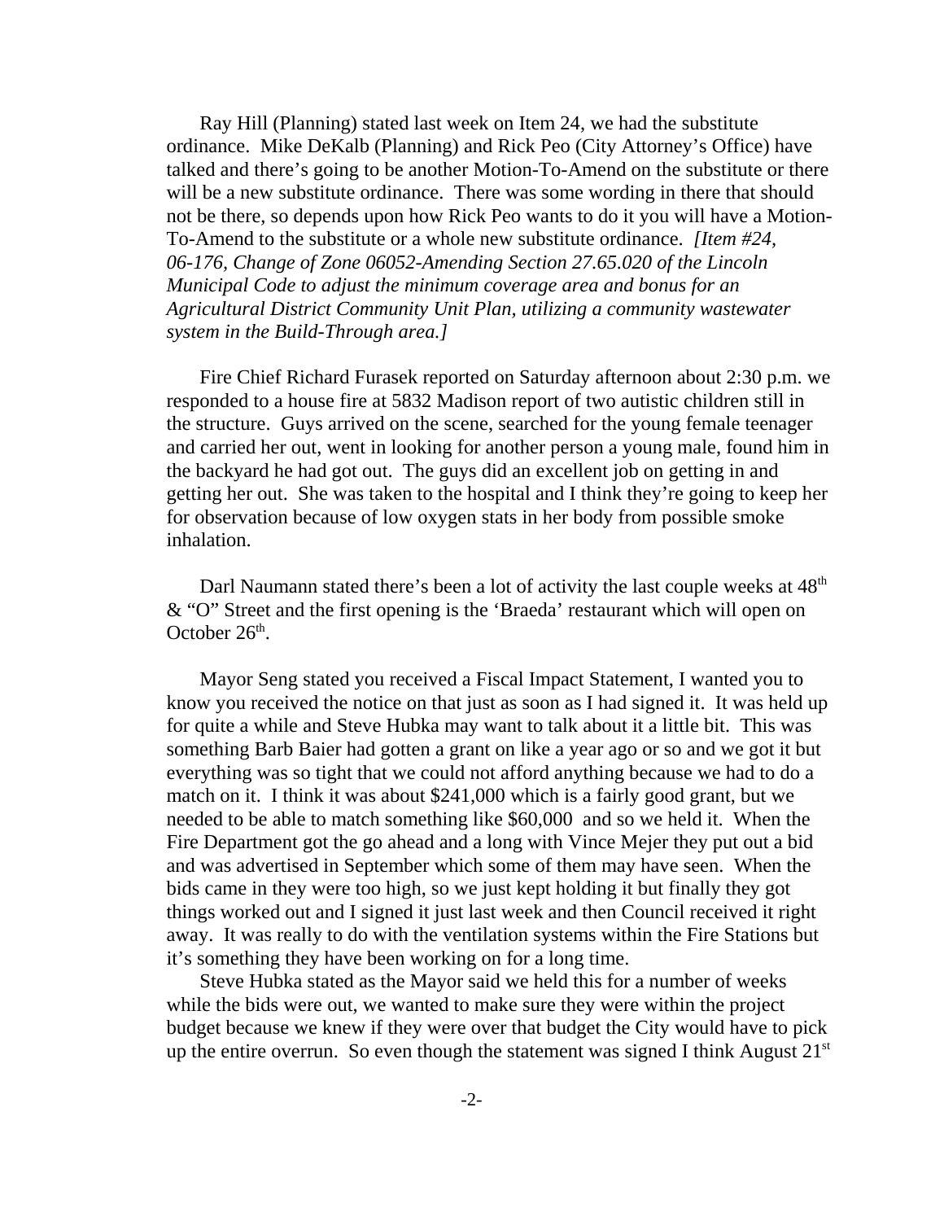Ray Hill (Planning) stated last week on Item 24, we had the substitute ordinance. Mike DeKalb (Planning) and Rick Peo (City Attorney's Office) have talked and there's going to be another Motion-To-Amend on the substitute or there will be a new substitute ordinance. There was some wording in there that should not be there, so depends upon how Rick Peo wants to do it you will have a Motion-To-Amend to the substitute or a whole new substitute ordinance. *[Item #24, 06-176, Change of Zone 06052-Amending Section 27.65.020 of the Lincoln Municipal Code to adjust the minimum coverage area and bonus for an Agricultural District Community Unit Plan, utilizing a community wastewater system in the Build-Through area.]*

Fire Chief Richard Furasek reported on Saturday afternoon about 2:30 p.m. we responded to a house fire at 5832 Madison report of two autistic children still in the structure. Guys arrived on the scene, searched for the young female teenager and carried her out, went in looking for another person a young male, found him in the backyard he had got out. The guys did an excellent job on getting in and getting her out. She was taken to the hospital and I think they're going to keep her for observation because of low oxygen stats in her body from possible smoke inhalation.

Darl Naumann stated there's been a lot of activity the last couple weeks at 48th & "O" Street and the first opening is the 'Braeda' restaurant which will open on October 26th.

Mayor Seng stated you received a Fiscal Impact Statement, I wanted you to know you received the notice on that just as soon as I had signed it. It was held up for quite a while and Steve Hubka may want to talk about it a little bit. This was something Barb Baier had gotten a grant on like a year ago or so and we got it but everything was so tight that we could not afford anything because we had to do a match on it. I think it was about $241,000 which is a fairly good grant, but we needed to be able to match something like $60,000 and so we held it. When the Fire Department got the go ahead and a long with Vince Mejer they put out a bid and was advertised in September which some of them may have seen. When the bids came in they were too high, so we just kept holding it but finally they got things worked out and I signed it just last week and then Council received it right away. It was really to do with the ventilation systems within the Fire Stations but it's something they have been working on for a long time.

Steve Hubka stated as the Mayor said we held this for a number of weeks while the bids were out, we wanted to make sure they were within the project budget because we knew if they were over that budget the City would have to pick up the entire overrun. So even though the statement was signed I think August 21st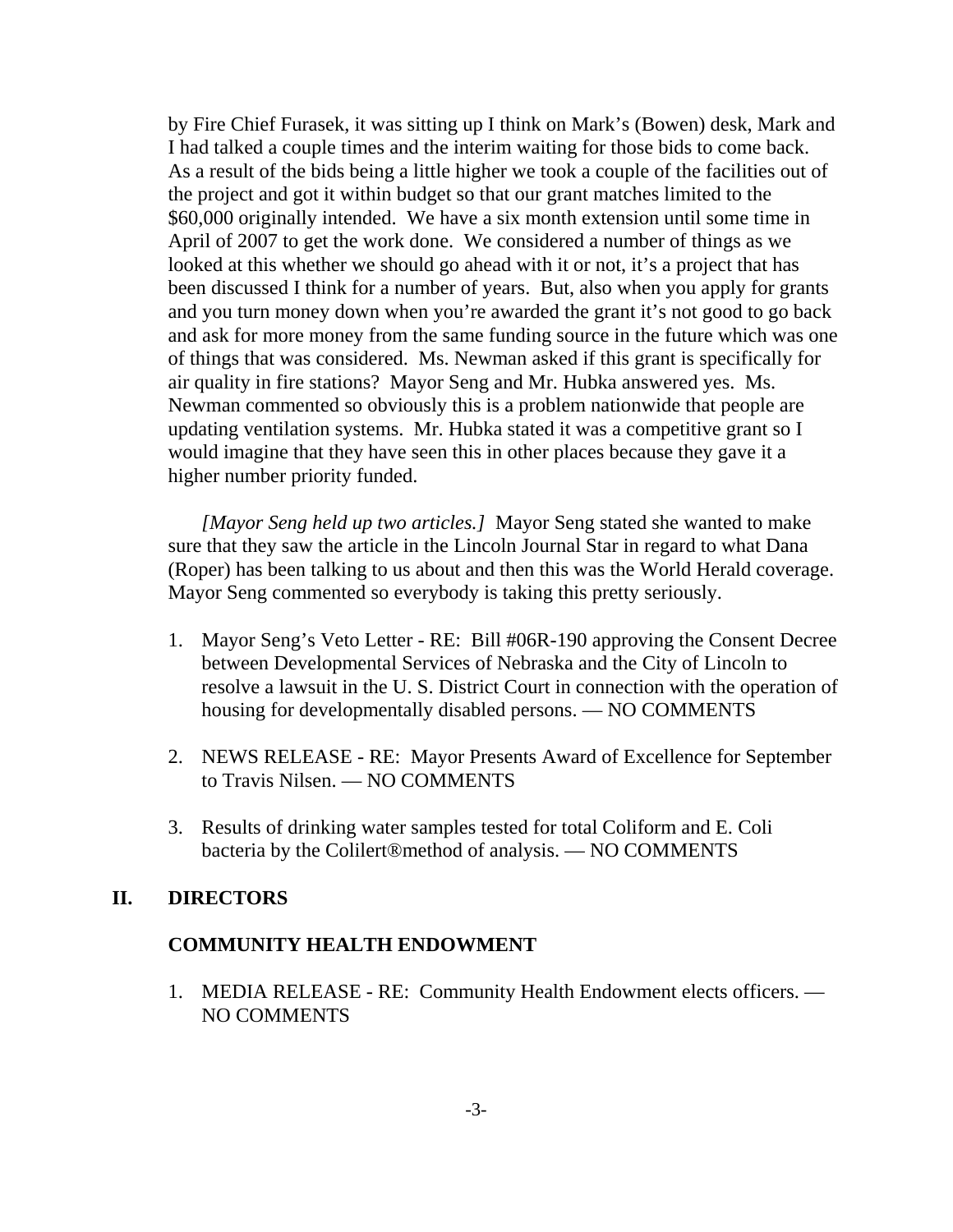by Fire Chief Furasek, it was sitting up I think on Mark's (Bowen) desk, Mark and I had talked a couple times and the interim waiting for those bids to come back. As a result of the bids being a little higher we took a couple of the facilities out of the project and got it within budget so that our grant matches limited to the $60,000 originally intended. We have a six month extension until some time in April of 2007 to get the work done. We considered a number of things as we looked at this whether we should go ahead with it or not, it's a project that has been discussed I think for a number of years. But, also when you apply for grants and you turn money down when you're awarded the grant it's not good to go back and ask for more money from the same funding source in the future which was one of things that was considered. Ms. Newman asked if this grant is specifically for air quality in fire stations? Mayor Seng and Mr. Hubka answered yes. Ms. Newman commented so obviously this is a problem nationwide that people are updating ventilation systems. Mr. Hubka stated it was a competitive grant so I would imagine that they have seen this in other places because they gave it a higher number priority funded.

*[Mayor Seng held up two articles.]* Mayor Seng stated she wanted to make sure that they saw the article in the Lincoln Journal Star in regard to what Dana (Roper) has been talking to us about and then this was the World Herald coverage. Mayor Seng commented so everybody is taking this pretty seriously.

1. Mayor Seng's Veto Letter - RE: Bill #06R-190 approving the Consent Decree between Developmental Services of Nebraska and the City of Lincoln to resolve a lawsuit in the U. S. District Court in connection with the operation of housing for developmentally disabled persons. — NO COMMENTS

2. NEWS RELEASE - RE: Mayor Presents Award of Excellence for September to Travis Nilsen. — NO COMMENTS

3. Results of drinking water samples tested for total Coliform and E. Coli bacteria by the Colilert®method of analysis. — NO COMMENTS

## II. DIRECTORS

### COMMUNITY HEALTH ENDOWMENT

1. MEDIA RELEASE - RE: Community Health Endowment elects officers. — NO COMMENTS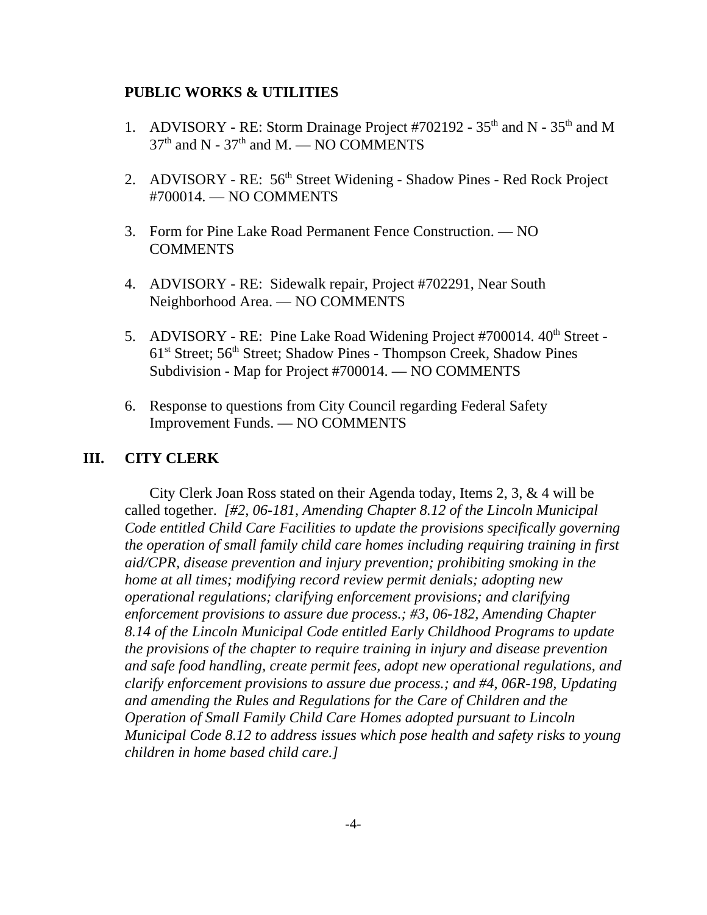**PUBLIC WORKS & UTILITIES**

1. ADVISORY - RE: Storm Drainage Project #702192 - 35th and N - 35th and M 37th and N - 37th and M. — NO COMMENTS

2. ADVISORY - RE: 56th Street Widening - Shadow Pines - Red Rock Project #700014. — NO COMMENTS

3. Form for Pine Lake Road Permanent Fence Construction. — NO COMMENTS

4. ADVISORY - RE: Sidewalk repair, Project #702291, Near South Neighborhood Area. — NO COMMENTS

5. ADVISORY - RE: Pine Lake Road Widening Project #700014. 40th Street - 61st Street; 56th Street; Shadow Pines - Thompson Creek, Shadow Pines Subdivision - Map for Project #700014. — NO COMMENTS

6. Response to questions from City Council regarding Federal Safety Improvement Funds. — NO COMMENTS

## III. CITY CLERK

City Clerk Joan Ross stated on their Agenda today, Items 2, 3, & 4 will be called together. *[#2, 06-181, Amending Chapter 8.12 of the Lincoln Municipal Code entitled Child Care Facilities to update the provisions specifically governing the operation of small family child care homes including requiring training in first aid/CPR, disease prevention and injury prevention; prohibiting smoking in the home at all times; modifying record review permit denials; adopting new operational regulations; clarifying enforcement provisions; and clarifying enforcement provisions to assure due process.; #3, 06-182, Amending Chapter 8.14 of the Lincoln Municipal Code entitled Early Childhood Programs to update the provisions of the chapter to require training in injury and disease prevention and safe food handling, create permit fees, adopt new operational regulations, and clarify enforcement provisions to assure due process.; and #4, 06R-198, Updating and amending the Rules and Regulations for the Care of Children and the Operation of Small Family Child Care Homes adopted pursuant to Lincoln Municipal Code 8.12 to address issues which pose health and safety risks to young children in home based child care.]*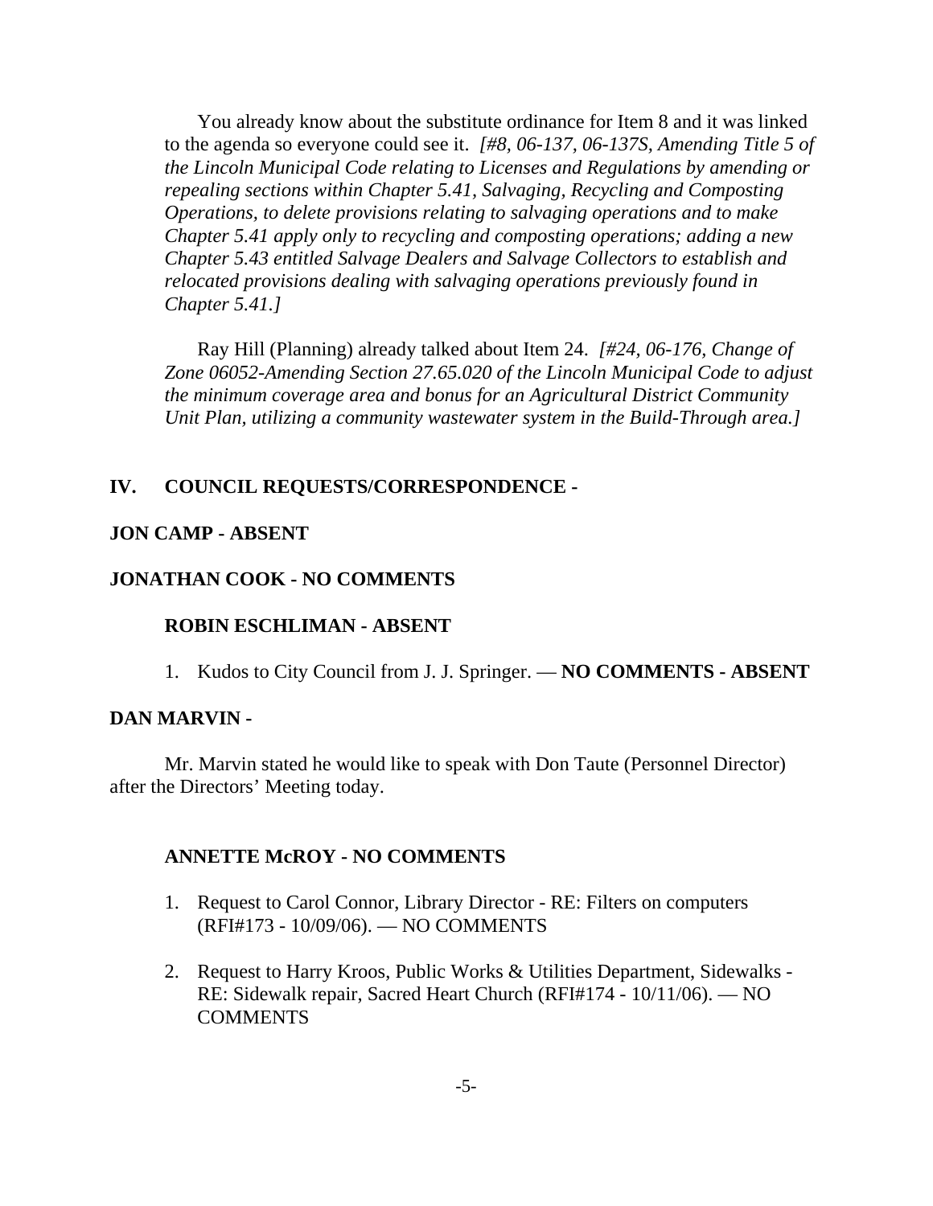You already know about the substitute ordinance for Item 8 and it was linked to the agenda so everyone could see it. *[#8, 06-137, 06-137S, Amending Title 5 of the Lincoln Municipal Code relating to Licenses and Regulations by amending or repealing sections within Chapter 5.41, Salvaging, Recycling and Composting Operations, to delete provisions relating to salvaging operations and to make Chapter 5.41 apply only to recycling and composting operations; adding a new Chapter 5.43 entitled Salvage Dealers and Salvage Collectors to establish and relocated provisions dealing with salvaging operations previously found in Chapter 5.41.]*

Ray Hill (Planning) already talked about Item 24. *[#24, 06-176, Change of Zone 06052-Amending Section 27.65.020 of the Lincoln Municipal Code to adjust the minimum coverage area and bonus for an Agricultural District Community Unit Plan, utilizing a community wastewater system in the Build-Through area.]*

**IV. COUNCIL REQUESTS/CORRESPONDENCE -**

**JON CAMP - ABSENT**

**JONATHAN COOK - NO COMMENTS**

**ROBIN ESCHLIMAN - ABSENT**

1. Kudos to City Council from J. J. Springer. — **NO COMMENTS - ABSENT**

**DAN MARVIN -**

Mr. Marvin stated he would like to speak with Don Taute (Personnel Director) after the Directors' Meeting today.

**ANNETTE McROY - NO COMMENTS**

1. Request to Carol Connor, Library Director - RE: Filters on computers (RFI#173 - 10/09/06). — NO COMMENTS

2. Request to Harry Kroos, Public Works & Utilities Department, Sidewalks - RE: Sidewalk repair, Sacred Heart Church (RFI#174 - 10/11/06). — NO COMMENTS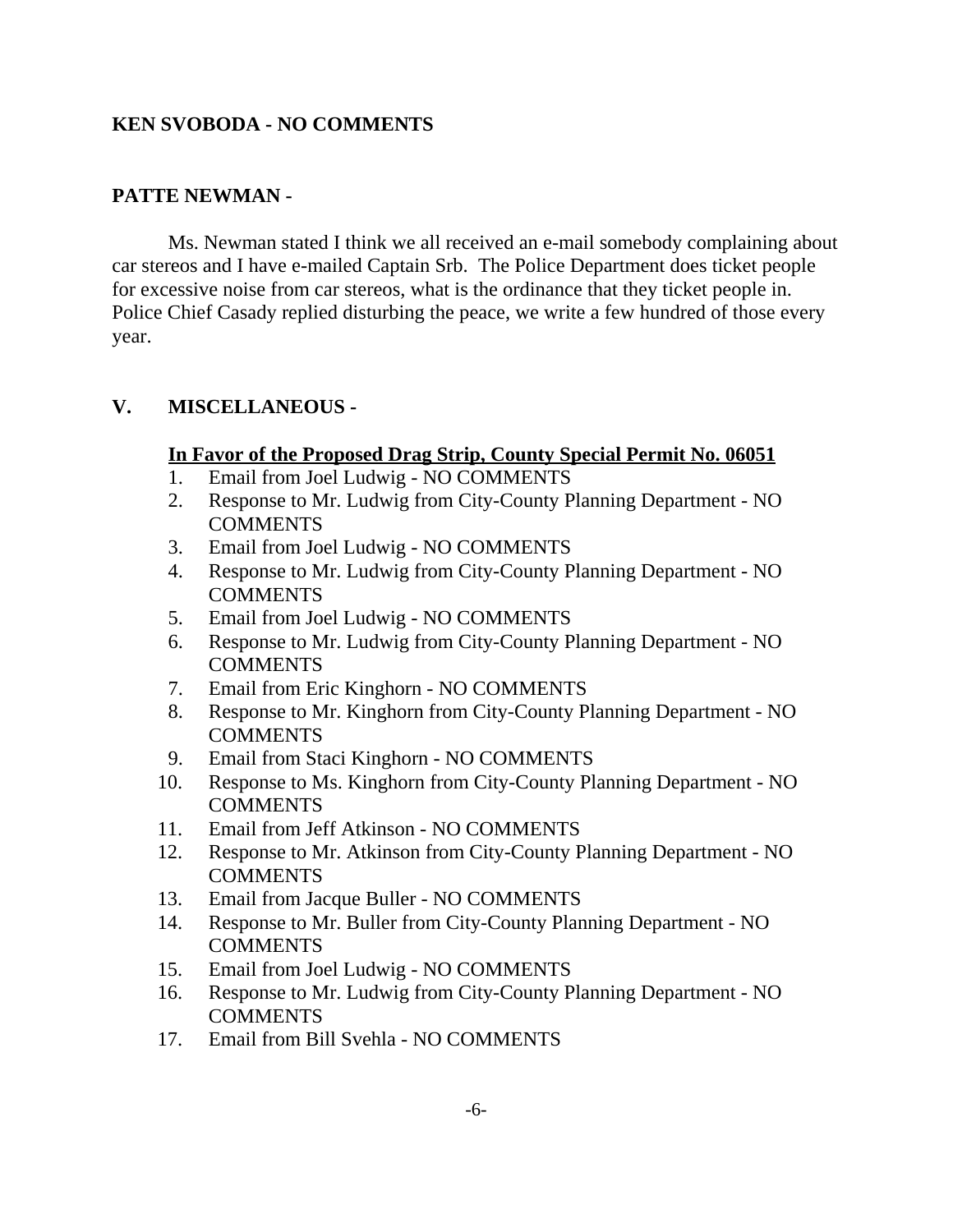**KEN SVOBODA - NO COMMENTS**

**PATTE NEWMAN -**

Ms. Newman stated I think we all received an e-mail somebody complaining about car stereos and I have e-mailed Captain Srb. The Police Department does ticket people for excessive noise from car stereos, what is the ordinance that they ticket people in. Police Chief Casady replied disturbing the peace, we write a few hundred of those every year.

**V. MISCELLANEOUS -**

**In Favor of the Proposed Drag Strip, County Special Permit No. 06051**

1. Email from Joel Ludwig - NO COMMENTS
2. Response to Mr. Ludwig from City-County Planning Department - NO COMMENTS
3. Email from Joel Ludwig - NO COMMENTS
4. Response to Mr. Ludwig from City-County Planning Department - NO COMMENTS
5. Email from Joel Ludwig - NO COMMENTS
6. Response to Mr. Ludwig from City-County Planning Department - NO COMMENTS
7. Email from Eric Kinghorn - NO COMMENTS
8. Response to Mr. Kinghorn from City-County Planning Department - NO COMMENTS
9. Email from Staci Kinghorn - NO COMMENTS
10. Response to Ms. Kinghorn from City-County Planning Department - NO COMMENTS
11. Email from Jeff Atkinson - NO COMMENTS
12. Response to Mr. Atkinson from City-County Planning Department - NO COMMENTS
13. Email from Jacque Buller - NO COMMENTS
14. Response to Mr. Buller from City-County Planning Department - NO COMMENTS
15. Email from Joel Ludwig - NO COMMENTS
16. Response to Mr. Ludwig from City-County Planning Department - NO COMMENTS
17. Email from Bill Svehla - NO COMMENTS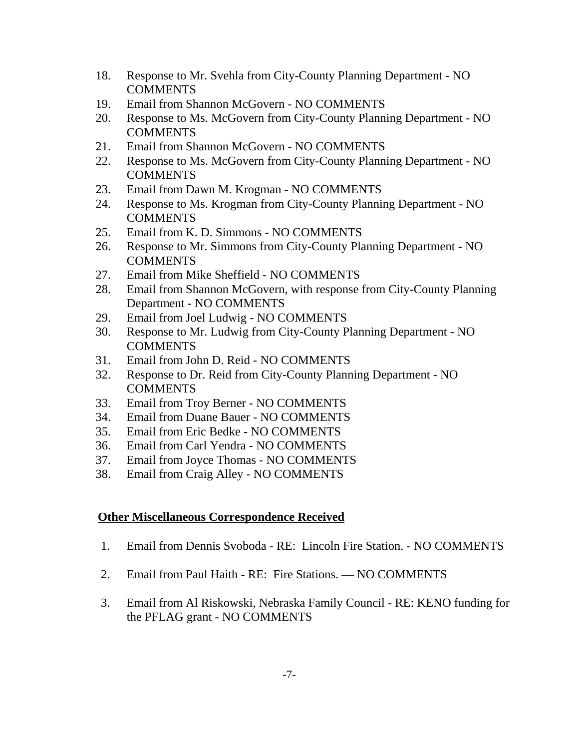18. Response to Mr. Svehla from City-County Planning Department - NO COMMENTS
19. Email from Shannon McGovern - NO COMMENTS
20. Response to Ms. McGovern from City-County Planning Department - NO COMMENTS
21. Email from Shannon McGovern - NO COMMENTS
22. Response to Ms. McGovern from City-County Planning Department - NO COMMENTS
23. Email from Dawn M. Krogman - NO COMMENTS
24. Response to Ms. Krogman from City-County Planning Department - NO COMMENTS
25. Email from K. D. Simmons - NO COMMENTS
26. Response to Mr. Simmons from City-County Planning Department - NO COMMENTS
27. Email from Mike Sheffield - NO COMMENTS
28. Email from Shannon McGovern, with response from City-County Planning Department - NO COMMENTS
29. Email from Joel Ludwig - NO COMMENTS
30. Response to Mr. Ludwig from City-County Planning Department - NO COMMENTS
31. Email from John D. Reid - NO COMMENTS
32. Response to Dr. Reid from City-County Planning Department - NO COMMENTS
33. Email from Troy Berner - NO COMMENTS
34. Email from Duane Bauer - NO COMMENTS
35. Email from Eric Bedke - NO COMMENTS
36. Email from Carl Yendra - NO COMMENTS
37. Email from Joyce Thomas - NO COMMENTS
38. Email from Craig Alley - NO COMMENTS

**<u>Other Miscellaneous Correspondence Received</u>**

1. Email from Dennis Svoboda - RE: Lincoln Fire Station. - NO COMMENTS

2. Email from Paul Haith - RE: Fire Stations. — NO COMMENTS

3. Email from Al Riskowski, Nebraska Family Council - RE: KENO funding for the PFLAG grant - NO COMMENTS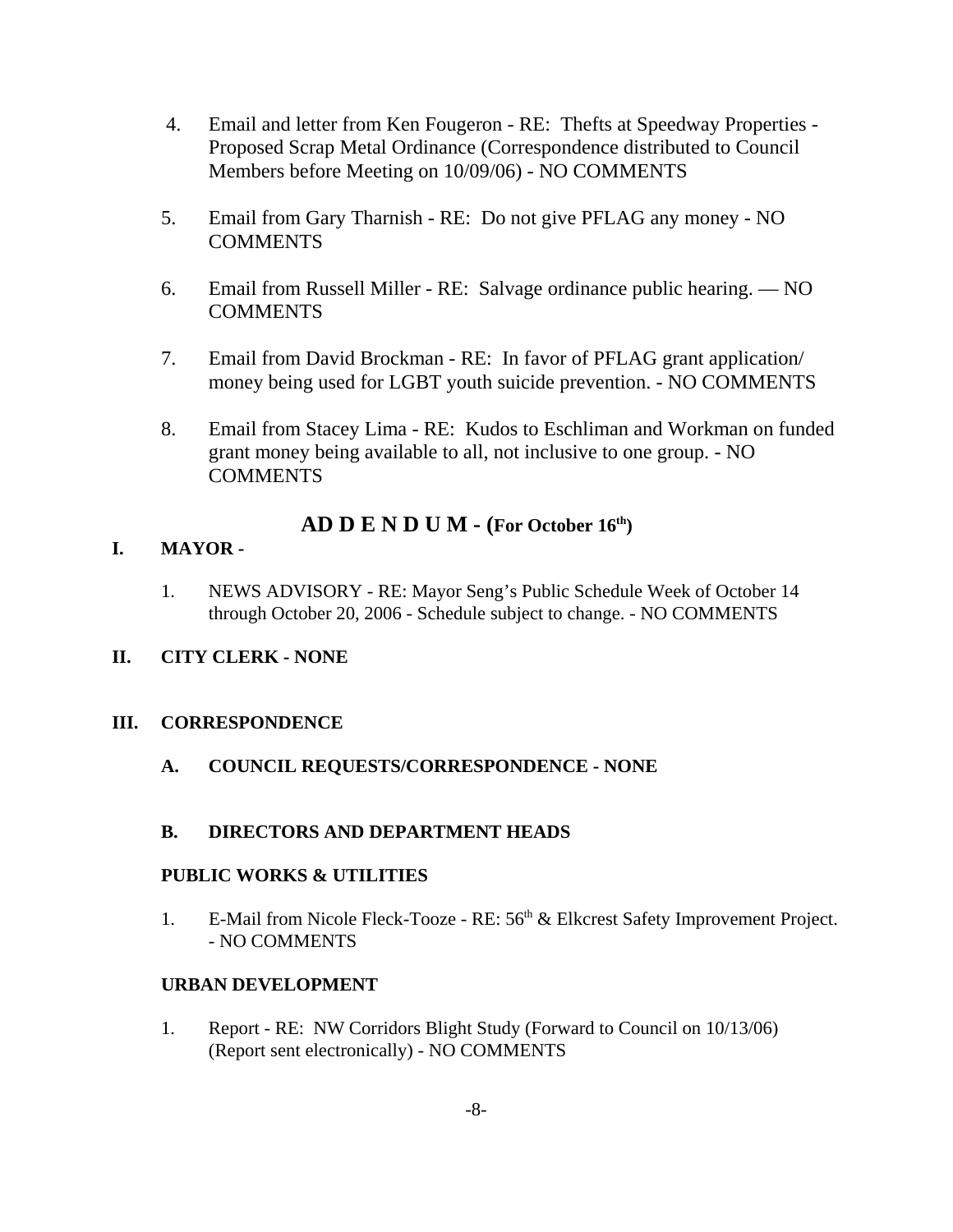4. Email and letter from Ken Fougeron - RE: Thefts at Speedway Properties - Proposed Scrap Metal Ordinance (Correspondence distributed to Council Members before Meeting on 10/09/06) - NO COMMENTS

5. Email from Gary Tharnish - RE: Do not give PFLAG any money - NO COMMENTS

6. Email from Russell Miller - RE: Salvage ordinance public hearing. — NO COMMENTS

7. Email from David Brockman - RE: In favor of PFLAG grant application/ money being used for LGBT youth suicide prevention. - NO COMMENTS

8. Email from Stacey Lima - RE: Kudos to Eschliman and Workman on funded grant money being available to all, not inclusive to one group. - NO COMMENTS

## AD D E N D U M - (For October 16th)

**I. MAYOR -**

1. NEWS ADVISORY - RE: Mayor Seng's Public Schedule Week of October 14 through October 20, 2006 - Schedule subject to change. - NO COMMENTS

**II. CITY CLERK - NONE**

**III. CORRESPONDENCE**

**A. COUNCIL REQUESTS/CORRESPONDENCE - NONE**

**B. DIRECTORS AND DEPARTMENT HEADS**

**PUBLIC WORKS & UTILITIES**

1. E-Mail from Nicole Fleck-Tooze - RE: 56th & Elkcrest Safety Improvement Project. - NO COMMENTS

**URBAN DEVELOPMENT**

1. Report - RE: NW Corridors Blight Study (Forward to Council on 10/13/06) (Report sent electronically) - NO COMMENTS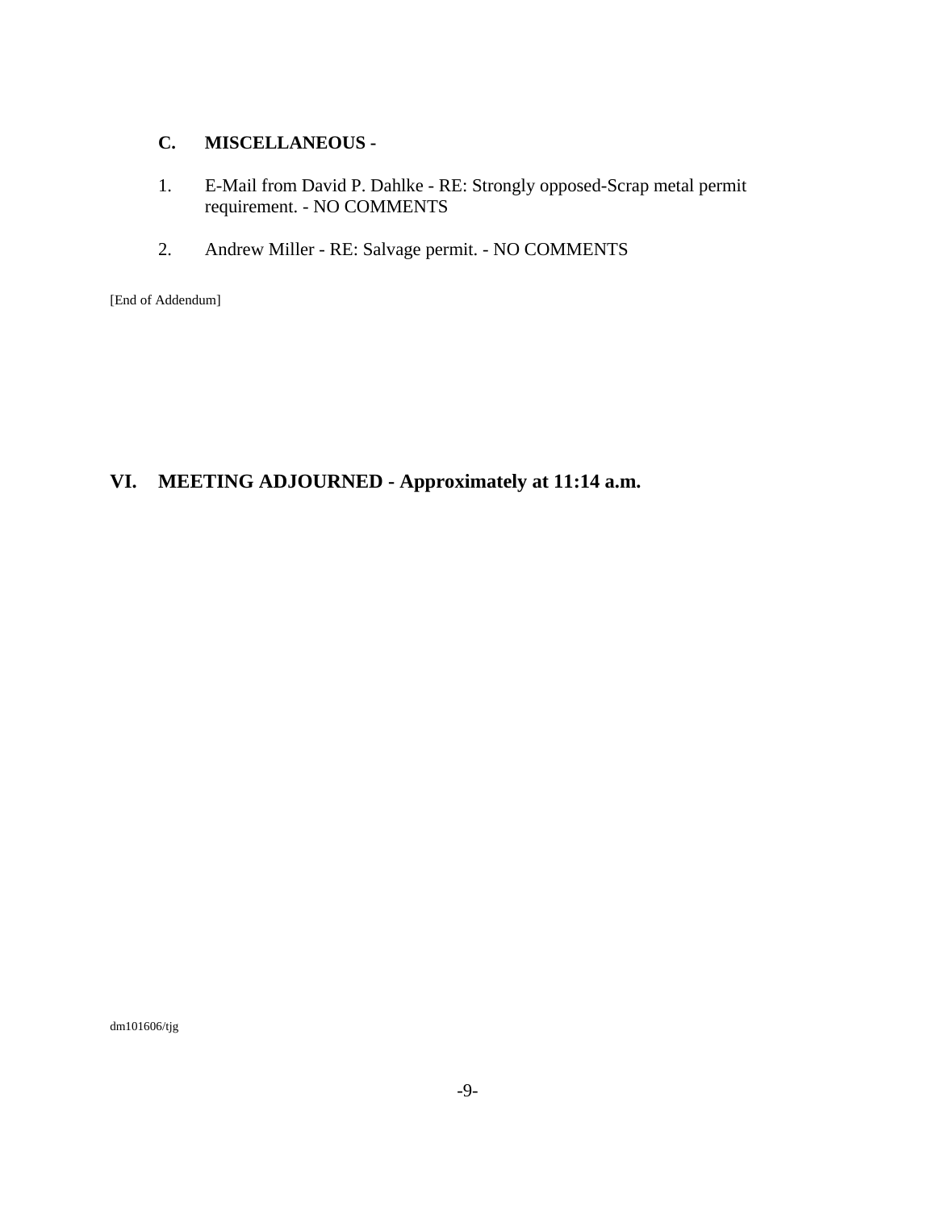### C. MISCELLANEOUS -

1. E-Mail from David P. Dahlke - RE: Strongly opposed-Scrap metal permit requirement. - NO COMMENTS

2. Andrew Miller - RE: Salvage permit. - NO COMMENTS

[End of Addendum]

## VI. MEETING ADJOURNED - Approximately at 11:14 a.m.

dm101606/tjg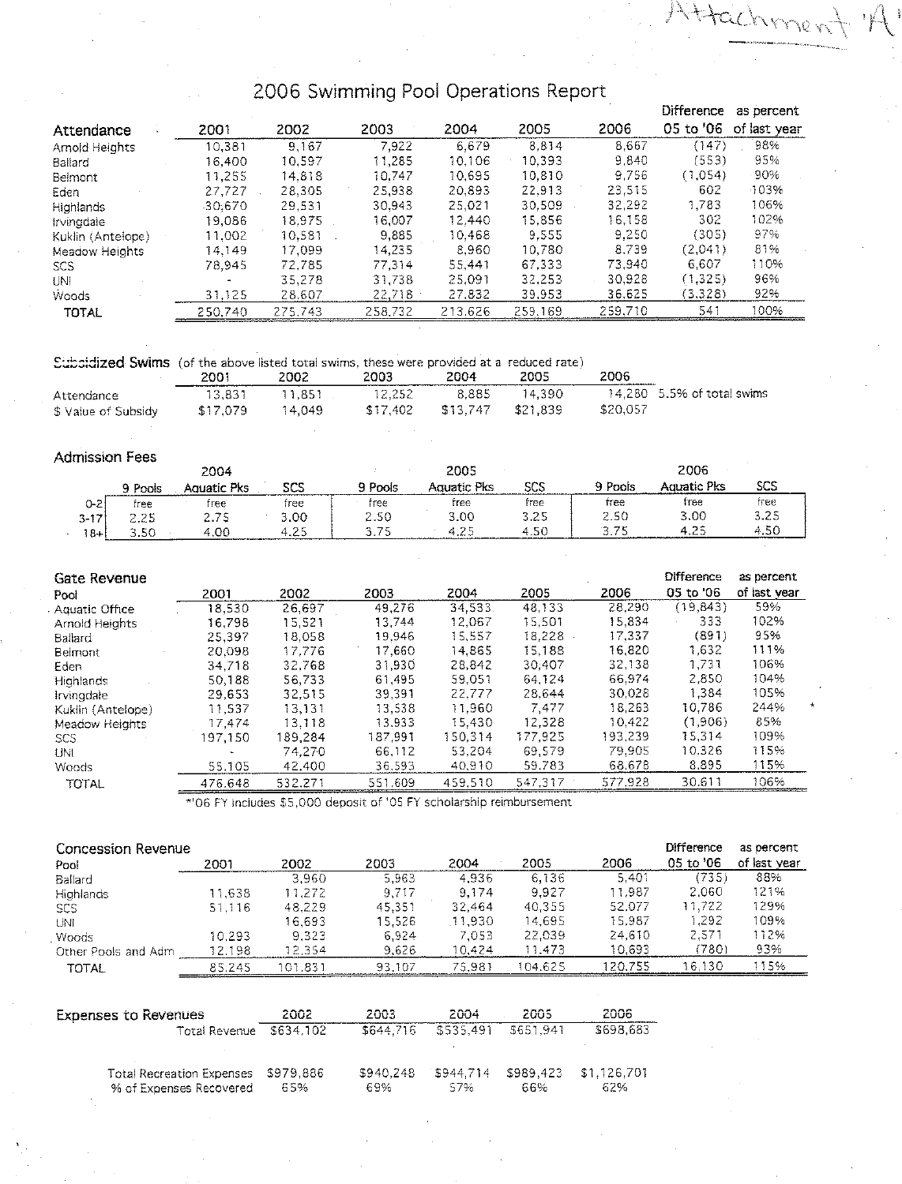Attachment 'A'

# 2006 Swimming Pool Operations Report

| Attendance | 2001 | 2002 | 2003 | 2004 | 2005 | 2006 | Difference 05 to '06 | as percent of last year |
|---|---|---|---|---|---|---|---|---|
| Arnold Heights | 10,381 | 9,167 | 7,922 | 6,679 | 8,814 | 8,667 | (147) | 98% |
| Ballard | 16,400 | 10,597 | 11,285 | 10,106 | 10,393 | 9,840 | (553) | 95% |
| Belmont | 11,255 | 14,818 | 10,747 | 10,695 | 10,810 | 9,756 | (1,054) | 90% |
| Eden | 27,727 | 28,305 | 25,938 | 20,893 | 22,913 | 23,515 | 602 | 103% |
| Highlands | 30,670 | 29,531 | 30,943 | 25,021 | 30,509 | 32,292 | 1,783 | 106% |
| Irvingdale | 19,086 | 18,975 | 16,007 | 12,440 | 15,856 | 16,158 | 302 | 102% |
| Kuklin (Antelope) | 11,002 | 10,581 | 9,885 | 10,468 | 9,555 | 9,250 | (305) | 97% |
| Meadow Heights | 14,149 | 17,099 | 14,235 | 8,960 | 10,780 | 8,739 | (2,041) | 81% |
| SCS | 78,945 | 72,785 | 77,314 | 55,441 | 67,333 | 73,940 | 6,607 | 110% |
| UNI | - | 35,278 | 31,738 | 25,091 | 32,253 | 30,928 | (1,325) | 96% |
| Woods | 31,125 | 28,607 | 22,718 | 27,832 | 39,953 | 36,625 | (3,328) | 92% |
| TOTAL | 250,740 | 275,743 | 258,732 | 213,626 | 259,169 | 259,710 | 541 | 100% |

## Subsidized Swims (of the above listed total swims, these were provided at a reduced rate)

| | 2001 | 2002 | 2003 | 2004 | 2005 | 2006 | |
|---|---|---|---|---|---|---|---|
| Attendance | 13,831 | 11,851 | 12,252 | 8,885 | 14,390 | 14,280 | 5.5% of total swims |
| $ Value of Subsidy | $17,079 | 14,049 | $17,402 | $13,747 | $21,839 | $20,057 | |

## Admission Fees

| | 2004 | | | 2005 | | | 2006 | | |
|---|---|---|---|---|---|---|---|---|---|
| | 9 Pools | Aquatic Pks | SCS | 9 Pools | Aquatic Pks | SCS | 9 Pools | Aquatic Pks | SCS |
| 0-2 | free | free | free | free | free | free | free | free | free |
| 3-17 | 2.25 | 2.75 | 3.00 | 2.50 | 3.00 | 3.25 | 2.50 | 3.00 | 3.25 |
| 18+ | 3.50 | 4.00 | 4.25 | 3.75 | 4.25 | 4.50 | 3.75 | 4.25 | 4.50 |

## Gate Revenue

| Pool | 2001 | 2002 | 2003 | 2004 | 2005 | 2006 | Difference 05 to '06 | as percent of last year |
|---|---|---|---|---|---|---|---|---|
| Aquatic Office | 18,530 | 26,697 | 49,276 | 34,533 | 48,133 | 28,290 | (19,843) | 59% |
| Arnold Heights | 16,798 | 15,521 | 13,744 | 12,067 | 15,501 | 15,834 | 333 | 102% |
| Ballard | 25,397 | 18,058 | 19,946 | 15,557 | 18,228 | 17,337 | (891) | 95% |
| Belmont | 20,098 | 17,776 | 17,660 | 14,865 | 15,188 | 16,820 | 1,632 | 111% |
| Eden | 34,718 | 32,768 | 31,930 | 28,842 | 30,407 | 32,138 | 1,731 | 106% |
| Highlands | 50,188 | 56,733 | 61,495 | 59,051 | 64,124 | 66,974 | 2,850 | 104% |
| Irvingdale | 29,653 | 32,515 | 39,391 | 22,777 | 28,644 | 30,028 | 1,384 | 105% |
| Kuklin (Antelope) | 11,537 | 13,131 | 13,538 | 11,960 | 7,477 | 18,263 | 10,786 | 244% * |
| Meadow Heights | 17,474 | 13,118 | 13,933 | 15,430 | 12,328 | 10,422 | (1,906) | 85% |
| SCS | 197,150 | 189,284 | 187,991 | 150,314 | 177,925 | 193,239 | 15,314 | 109% |
| UNI | - | 74,270 | 66,112 | 53,204 | 69,579 | 79,905 | 10,326 | 115% |
| Woods | 55,105 | 42,400 | 36,593 | 40,910 | 59,783 | 68,678 | 8,895 | 115% |
| TOTAL | 476,648 | 532,271 | 551,609 | 459,510 | 547,317 | 577,928 | 30,611 | 106% |

*'06 FY includes $5,000 deposit of '05 FY scholarship reimbursement

## Concession Revenue

| Pool | 2001 | 2002 | 2003 | 2004 | 2005 | 2006 | Difference 05 to '06 | as percent of last year |
|---|---|---|---|---|---|---|---|---|
| Ballard | | 3,960 | 5,963 | 4,936 | 6,136 | 5,401 | (735) | 88% |
| Highlands | 11,638 | 11,272 | 9,717 | 9,174 | 9,927 | 11,987 | 2,060 | 121% |
| SCS | 51,116 | 48,229 | 45,351 | 32,464 | 40,355 | 52,077 | 11,722 | 129% |
| UNI | | 16,693 | 15,526 | 11,930 | 14,695 | 15,987 | 1,292 | 109% |
| Woods | 10,293 | 9,323 | 6,924 | 7,053 | 22,039 | 24,610 | 2,571 | 112% |
| Other Pools and Adm | 12,198 | 12,354 | 9,626 | 10,424 | 11,473 | 10,693 | (780) | 93% |
| TOTAL | 85,245 | 101,831 | 93,107 | 75,981 | 104,625 | 120,755 | 16,130 | 115% |

## Expenses to Revenues

| | 2002 | 2003 | 2004 | 2005 | 2006 |
|---|---|---|---|---|---|
| Total Revenue | $634,102 | $644,716 | $535,491 | $651,941 | $698,683 |
| Total Recreation Expenses | $979,886 | $940,248 | $944,714 | $989,423 | $1,126,701 |
| % of Expenses Recovered | 65% | 69% | 57% | 66% | 62% |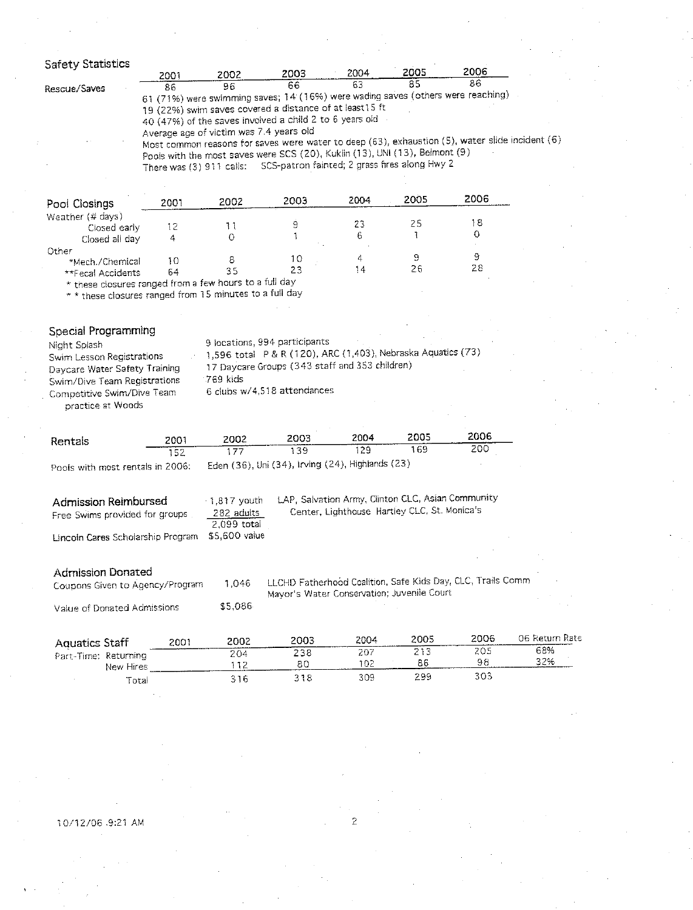## Safety Statistics

| | 2001 | 2002 | 2003 | 2004 | 2005 | 2006 |
|---|---|---|---|---|---|---|
| Rescue/Saves | 86 | 96 | 66 | 63 | 85 | 86 |

61 (71%) were swimming saves; 14 (16%) were wading saves (others were reaching)
19 (22%) swim saves covered a distance of at least15 ft
40 (47%) of the saves involved a child 2 to 6 years old
Average age of victim was 7.4 years old
Most common reasons for saves were water to deep (63), exhaustion (5), water slide incident (6)
Pools with the most saves were SCS (20), Kuklin (13), UNI (13), Belmont (9)
There was (3) 911 calls: SCS-patron fainted; 2 grass fires along Hwy 2

## Pool Closings

| Pool Closings | 2001 | 2002 | 2003 | 2004 | 2005 | 2006 |
|---|---|---|---|---|---|---|
| Weather (# days) | | | | | | |
| Closed early | 12 | 11 | 9 | 23 | 25 | 18 |
| Closed all day | 4 | 0 | 1 | 6 | 1 | 0 |
| Other | | | | | | |
| *Mech./Chemical | 10 | 8 | 10 | 4 | 9 | 9 |
| **Fecal Accidents | 64 | 35 | 23 | 14 | 26 | 28 |

* these closures ranged from a few hours to a full day
** these closures ranged from 15 minutes to a full day

## Special Programming

| | |
|---|---|
| Night Splash | 9 locations, 994 participants |
| Swim Lesson Registrations | 1,596 total P & R (120), ARC (1,403), Nebraska Aquatics (73) |
| Daycare Water Safety Training | 17 Daycare Groups (343 staff and 353 children) |
| Swim/Dive Team Registrations | 769 kids |
| Competitive Swim/Dive Team practice at Woods | 6 clubs w/4,518 attendances |

## Rentals

| | 2001 | 2002 | 2003 | 2004 | 2005 | 2006 |
|---|---|---|---|---|---|---|
| Rentals | 152 | 177 | 139 | 129 | 169 | 200 |

Pools with most rentals in 2006: Eden (36), Uni (34), Irving (24), Highlands (23)

## Admission Reimbursed

Free Swims provided for groups: 1,817 youth; 282 adults; 2,099 total — LAP, Salvation Army, Clinton CLC, Asian Community Center, Lighthouse Hartley CLC, St. Monica's

Lincoln Cares Scholarship Program: $5,600 value

## Admission Donated

Coupons Given to Agency/Program: 1,046 — LLCHD Fatherhood Coalition, Safe Kids Day, CLC, Trails Comm Mayor's Water Conservation; Juvenile Court

Value of Donated Admissions: $5,086

## Aquatics Staff

| Aquatics Staff | 2001 | 2002 | 2003 | 2004 | 2005 | 2006 | 06 Return Rate |
|---|---|---|---|---|---|---|---|
| Part-Time: Returning | | 204 | 238 | 207 | 213 | 205 | 68% |
| New Hires | | 112 | 80 | 102 | 86 | 98 | 32% |
| Total | | 316 | 318 | 309 | 299 | 303 | |

10/12/06 9:21 AM